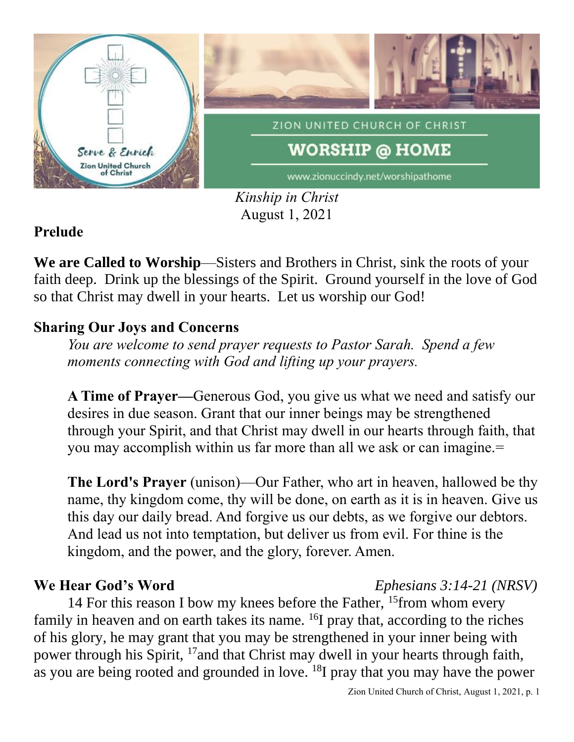ZION UNITED CHURCH OF CHRIST

# WORSHIP @ HOME

www.zionuccindy.net/worshipathome

*Kinship in Christ*
August 1, 2021

**Prelude**

**We are Called to Worship**—Sisters and Brothers in Christ, sink the roots of your faith deep. Drink up the blessings of the Spirit. Ground yourself in the love of God so that Christ may dwell in your hearts. Let us worship our God!

**Sharing Our Joys and Concerns**

*You are welcome to send prayer requests to Pastor Sarah. Spend a few moments connecting with God and lifting up your prayers.*

**A Time of Prayer—**Generous God, you give us what we need and satisfy our desires in due season. Grant that our inner beings may be strengthened through your Spirit, and that Christ may dwell in our hearts through faith, that you may accomplish within us far more than all we ask or can imagine.=

**The Lord's Prayer** (unison)—Our Father, who art in heaven, hallowed be thy name, thy kingdom come, thy will be done, on earth as it is in heaven. Give us this day our daily bread. And forgive us our debts, as we forgive our debtors. And lead us not into temptation, but deliver us from evil. For thine is the kingdom, and the power, and the glory, forever. Amen.

**We Hear God's Word** *Ephesians 3:14-21 (NRSV)*

14 For this reason I bow my knees before the Father, [15]from whom every family in heaven and on earth takes its name. [16]I pray that, according to the riches of his glory, he may grant that you may be strengthened in your inner being with power through his Spirit, [17]and that Christ may dwell in your hearts through faith, as you are being rooted and grounded in love. [18]I pray that you may have the power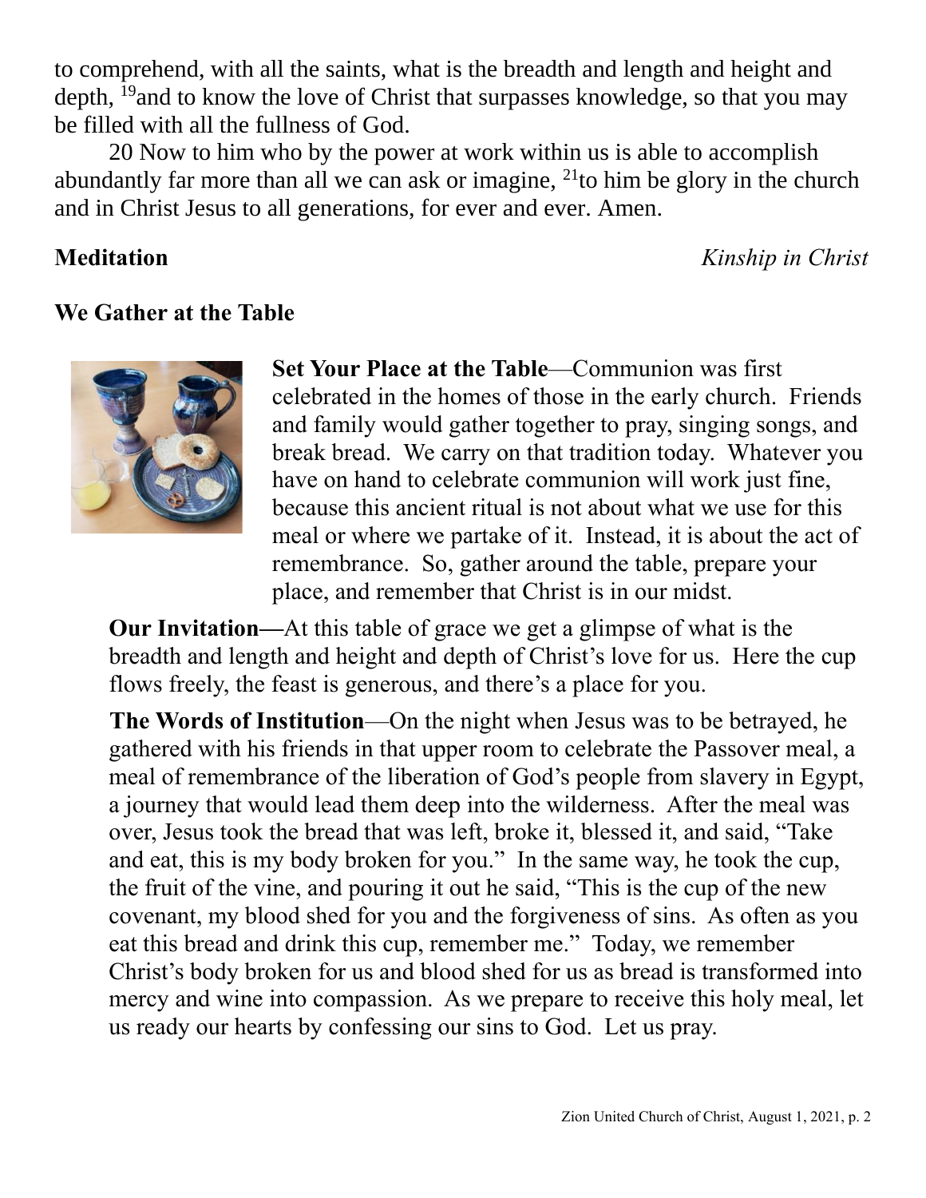to comprehend, with all the saints, what is the breadth and length and height and depth, [19]and to know the love of Christ that surpasses knowledge, so that you may be filled with all the fullness of God.

20 Now to him who by the power at work within us is able to accomplish abundantly far more than all we can ask or imagine, [21]to him be glory in the church and in Christ Jesus to all generations, for ever and ever. Amen.

**Meditation** *Kinship in Christ*

## We Gather at the Table

**Set Your Place at the Table**—Communion was first celebrated in the homes of those in the early church. Friends and family would gather together to pray, singing songs, and break bread. We carry on that tradition today. Whatever you have on hand to celebrate communion will work just fine, because this ancient ritual is not about what we use for this meal or where we partake of it. Instead, it is about the act of remembrance. So, gather around the table, prepare your place, and remember that Christ is in our midst.

**Our Invitation—**At this table of grace we get a glimpse of what is the breadth and length and height and depth of Christ's love for us. Here the cup flows freely, the feast is generous, and there's a place for you.

**The Words of Institution**—On the night when Jesus was to be betrayed, he gathered with his friends in that upper room to celebrate the Passover meal, a meal of remembrance of the liberation of God's people from slavery in Egypt, a journey that would lead them deep into the wilderness. After the meal was over, Jesus took the bread that was left, broke it, blessed it, and said, "Take and eat, this is my body broken for you." In the same way, he took the cup, the fruit of the vine, and pouring it out he said, "This is the cup of the new covenant, my blood shed for you and the forgiveness of sins. As often as you eat this bread and drink this cup, remember me." Today, we remember Christ's body broken for us and blood shed for us as bread is transformed into mercy and wine into compassion. As we prepare to receive this holy meal, let us ready our hearts by confessing our sins to God. Let us pray.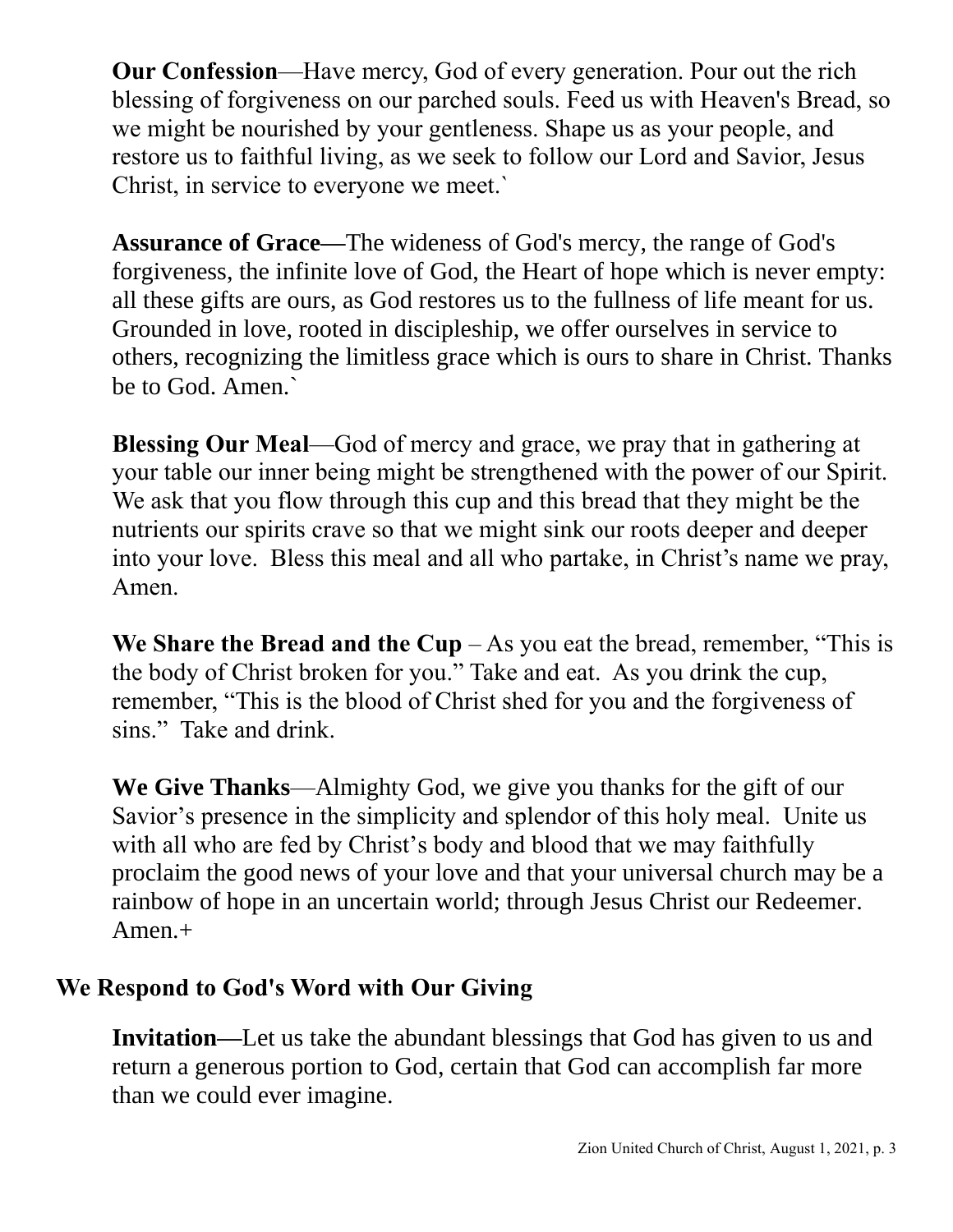**Our Confession**—Have mercy, God of every generation. Pour out the rich blessing of forgiveness on our parched souls. Feed us with Heaven's Bread, so we might be nourished by your gentleness. Shape us as your people, and restore us to faithful living, as we seek to follow our Lord and Savior, Jesus Christ, in service to everyone we meet.`

**Assurance of Grace—**The wideness of God's mercy, the range of God's forgiveness, the infinite love of God, the Heart of hope which is never empty: all these gifts are ours, as God restores us to the fullness of life meant for us. Grounded in love, rooted in discipleship, we offer ourselves in service to others, recognizing the limitless grace which is ours to share in Christ. Thanks be to God. Amen.`

**Blessing Our Meal**—God of mercy and grace, we pray that in gathering at your table our inner being might be strengthened with the power of our Spirit. We ask that you flow through this cup and this bread that they might be the nutrients our spirits crave so that we might sink our roots deeper and deeper into your love. Bless this meal and all who partake, in Christ's name we pray, Amen.

**We Share the Bread and the Cup** – As you eat the bread, remember, "This is the body of Christ broken for you." Take and eat. As you drink the cup, remember, "This is the blood of Christ shed for you and the forgiveness of sins." Take and drink.

**We Give Thanks**—Almighty God, we give you thanks for the gift of our Savior's presence in the simplicity and splendor of this holy meal. Unite us with all who are fed by Christ's body and blood that we may faithfully proclaim the good news of your love and that your universal church may be a rainbow of hope in an uncertain world; through Jesus Christ our Redeemer. Amen.+

## We Respond to God's Word with Our Giving

**Invitation—**Let us take the abundant blessings that God has given to us and return a generous portion to God, certain that God can accomplish far more than we could ever imagine.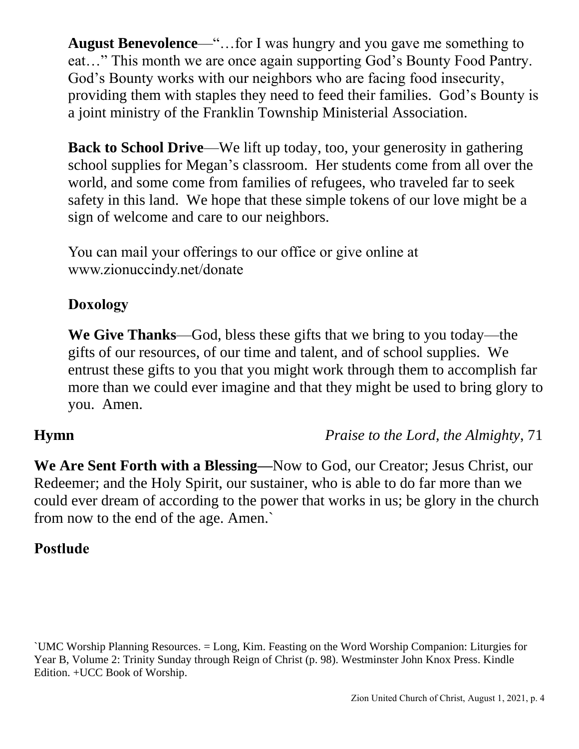**August Benevolence**—"…for I was hungry and you gave me something to eat…" This month we are once again supporting God's Bounty Food Pantry. God's Bounty works with our neighbors who are facing food insecurity, providing them with staples they need to feed their families. God's Bounty is a joint ministry of the Franklin Township Ministerial Association.

**Back to School Drive**—We lift up today, too, your generosity in gathering school supplies for Megan's classroom. Her students come from all over the world, and some come from families of refugees, who traveled far to seek safety in this land. We hope that these simple tokens of our love might be a sign of welcome and care to our neighbors.

You can mail your offerings to our office or give online at www.zionuccindy.net/donate

**Doxology**

**We Give Thanks**—God, bless these gifts that we bring to you today—the gifts of our resources, of our time and talent, and of school supplies. We entrust these gifts to you that you might work through them to accomplish far more than we could ever imagine and that they might be used to bring glory to you. Amen.

**Hymn** *Praise to the Lord, the Almighty,* 71

**We Are Sent Forth with a Blessing—**Now to God, our Creator; Jesus Christ, our Redeemer; and the Holy Spirit, our sustainer, who is able to do far more than we could ever dream of according to the power that works in us; be glory in the church from now to the end of the age. Amen.`

**Postlude**

`UMC Worship Planning Resources. = Long, Kim. Feasting on the Word Worship Companion: Liturgies for Year B, Volume 2: Trinity Sunday through Reign of Christ (p. 98). Westminster John Knox Press. Kindle Edition. +UCC Book of Worship.